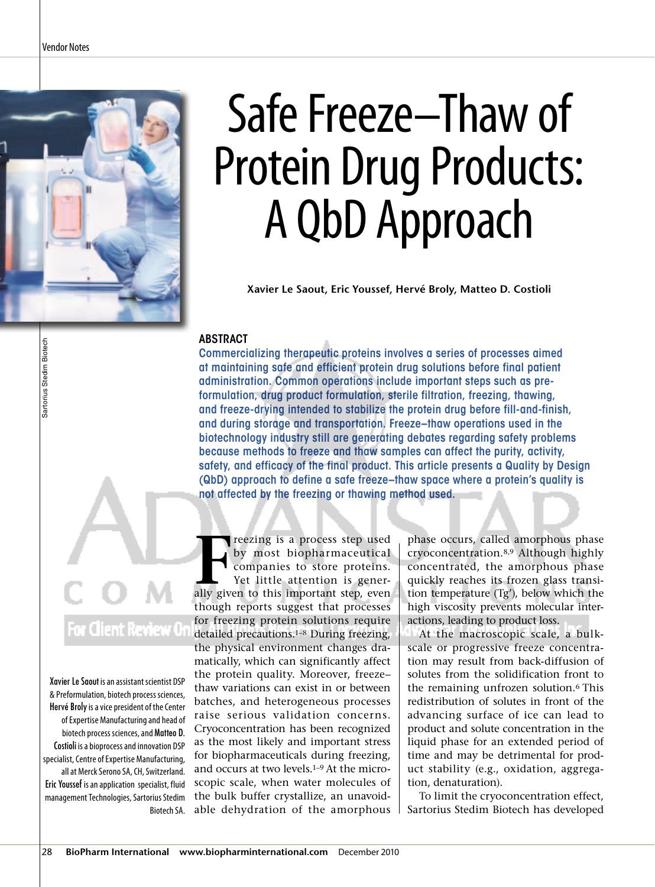# Safe Freeze–Thaw of Protein Drug Products: A QbD Approach

**Xavier Le Saout, Eric Youssef, Hervé Broly, Matteo D. Costioli**

## ABSTRACT

Commercializing therapeutic proteins involves a series of processes aimed at maintaining safe and efficient protein drug solutions before final patient administration. Common operations include important steps such as pre-formulation, drug product formulation, sterile filtration, freezing, thawing, and freeze-drying intended to stabilize the protein drug before fill-and-finish, and during storage and transportation. Freeze–thaw operations used in the biotechnology industry still are generating debates regarding safety problems because methods to freeze and thaw samples can affect the purity, activity, safety, and efficacy of the final product. This article presents a Quality by Design (QbD) approach to define a safe freeze–thaw space where a protein's quality is not affected by the freezing or thawing method used.

**Xavier Le Saout** is an assistant scientist DSP & Preformulation, biotech process sciences, **Hervé Broly** is a vice president of the Center of Expertise Manufacturing and head of biotech process sciences, and **Matteo D. Costioli** is a bioprocess and innovation DSP specialist, Centre of Expertise Manufacturing, all at Merck Serono SA, CH, Switzerland. **Eric Youssef** is an application specialist, fluid management Technologies, Sartorius Stedim Biotech SA.

Freezing is a process step used by most biopharmaceutical companies to store proteins. Yet little attention is generally given to this important step, even though reports suggest that processes for freezing protein solutions require detailed precautions.[1–8] During freezing, the physical environment changes dramatically, which can significantly affect the protein quality. Moreover, freeze–thaw variations can exist in or between batches, and heterogeneous processes raise serious validation concerns. Cryoconcentration has been recognized as the most likely and important stress for biopharmaceuticals during freezing, and occurs at two levels.[1–9] At the microscopic scale, when water molecules of the bulk buffer crystallize, an unavoidable dehydration of the amorphous phase occurs, called amorphous phase cryoconcentration.[8,9] Although highly concentrated, the amorphous phase quickly reaches its frozen glass transition temperature (Tg′), below which the high viscosity prevents molecular interactions, leading to product loss.

At the macroscopic scale, a bulk-scale or progressive freeze concentration may result from back-diffusion of solutes from the solidification front to the remaining unfrozen solution.[6] This redistribution of solutes in front of the advancing surface of ice can lead to product and solute concentration in the liquid phase for an extended period of time and may be detrimental for product stability (e.g., oxidation, aggregation, denaturation).

To limit the cryoconcentration effect, Sartorius Stedim Biotech has developed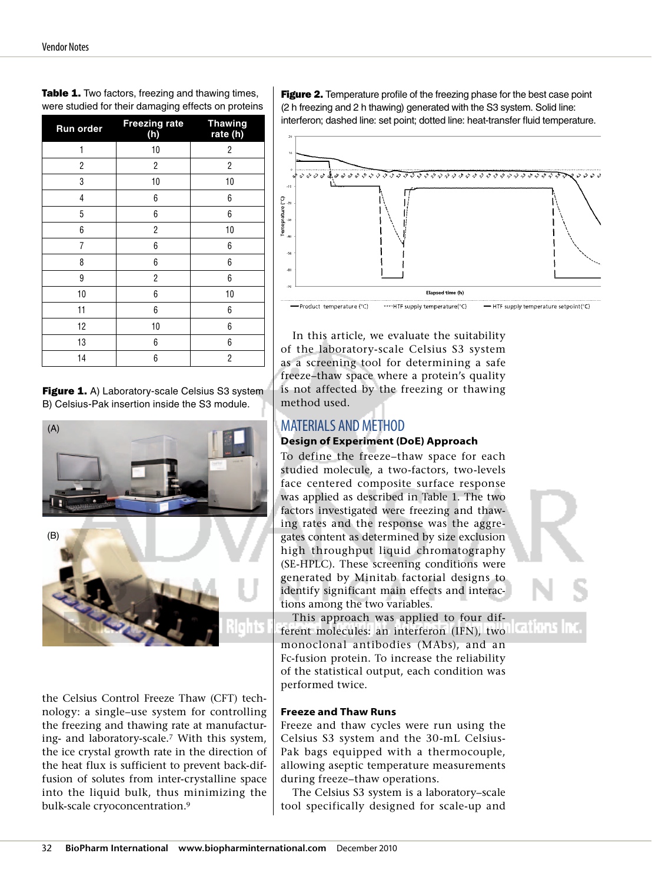**Table 1.** Two factors, freezing and thawing times, were studied for their damaging effects on proteins

| Run order | Freezing rate (h) | Thawing rate (h) |
|---|---|---|
| 1 | 10 | 2 |
| 2 | 2 | 2 |
| 3 | 10 | 10 |
| 4 | 6 | 6 |
| 5 | 6 | 6 |
| 6 | 2 | 10 |
| 7 | 6 | 6 |
| 8 | 6 | 6 |
| 9 | 2 | 6 |
| 10 | 6 | 10 |
| 11 | 6 | 6 |
| 12 | 10 | 6 |
| 13 | 6 | 6 |
| 14 | 6 | 2 |

**Figure 1.** A) Laboratory-scale Celsius S3 system B) Celsius-Pak insertion inside the S3 module.

the Celsius Control Freeze Thaw (CFT) technology: a single–use system for controlling the freezing and thawing rate at manufacturing- and laboratory-scale.[7] With this system, the ice crystal growth rate in the direction of the heat flux is sufficient to prevent back-diffusion of solutes from inter-crystalline space into the liquid bulk, thus minimizing the bulk-scale cryoconcentration.[9]

**Figure 2.** Temperature profile of the freezing phase for the best case point (2 h freezing and 2 h thawing) generated with the S3 system. Solid line: interferon; dashed line: set point; dotted line: heat-transfer fluid temperature.

In this article, we evaluate the suitability of the laboratory-scale Celsius S3 system as a screening tool for determining a safe freeze–thaw space where a protein's quality is not affected by the freezing or thawing method used.

## MATERIALS AND METHOD

### Design of Experiment (DoE) Approach

To define the freeze–thaw space for each studied molecule, a two-factors, two-levels face centered composite surface response was applied as described in Table 1. The two factors investigated were freezing and thawing rates and the response was the aggregates content as determined by size exclusion high throughput liquid chromatography (SE-HPLC). These screening conditions were generated by Minitab factorial designs to identify significant main effects and interactions among the two variables.

This approach was applied to four different molecules: an interferon (IFN), two monoclonal antibodies (MAbs), and an Fc-fusion protein. To increase the reliability of the statistical output, each condition was performed twice.

### Freeze and Thaw Runs

Freeze and thaw cycles were run using the Celsius S3 system and the 30-mL Celsius-Pak bags equipped with a thermocouple, allowing aseptic temperature measurements during freeze–thaw operations.

The Celsius S3 system is a laboratory–scale tool specifically designed for scale-up and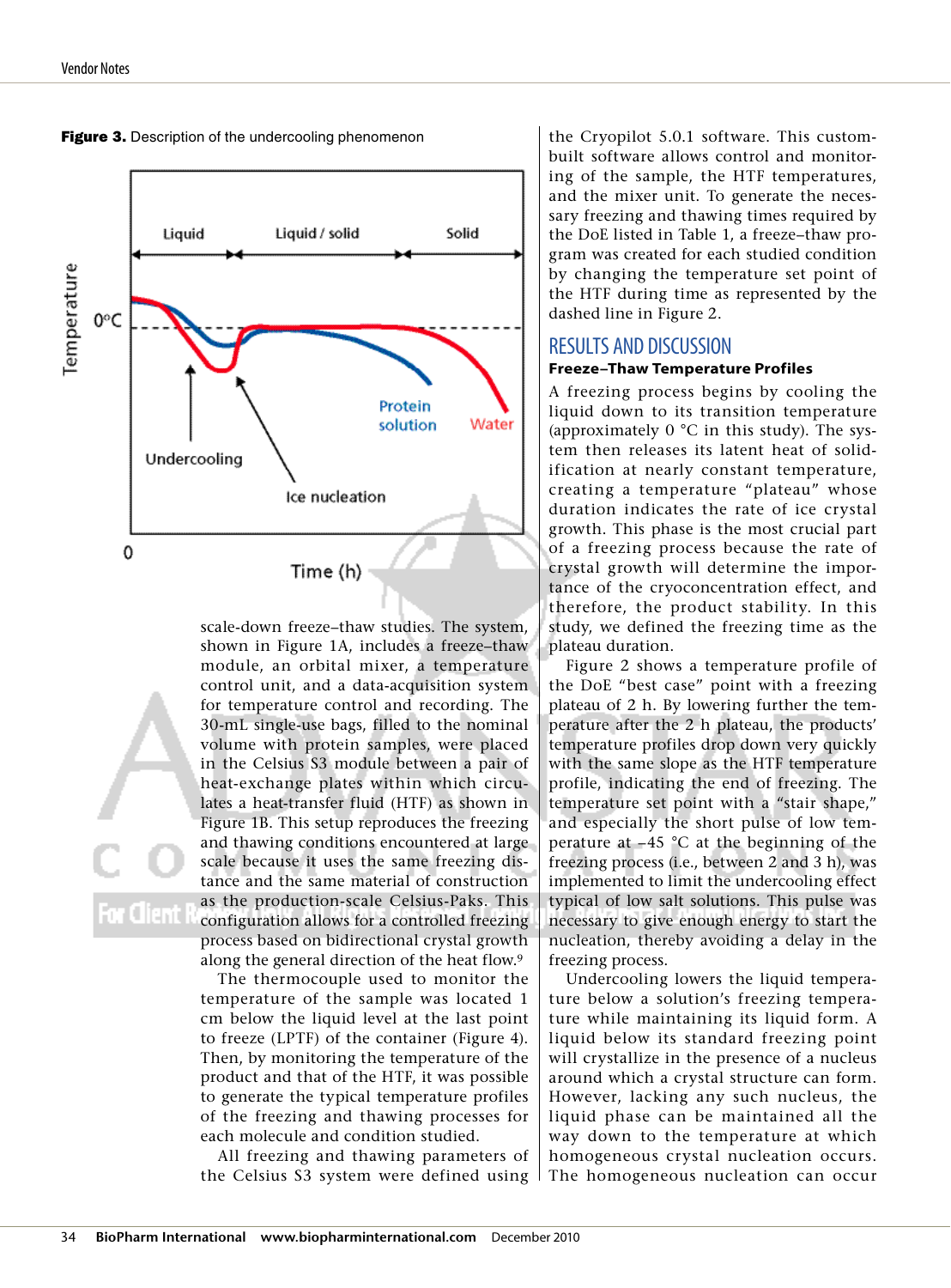**Figure 3.** Description of the undercooling phenomenon

scale-down freeze–thaw studies. The system, shown in Figure 1A, includes a freeze–thaw module, an orbital mixer, a temperature control unit, and a data-acquisition system for temperature control and recording. The 30-mL single-use bags, filled to the nominal volume with protein samples, were placed in the Celsius S3 module between a pair of heat-exchange plates within which circulates a heat-transfer fluid (HTF) as shown in Figure 1B. This setup reproduces the freezing and thawing conditions encountered at large scale because it uses the same freezing distance and the same material of construction as the production-scale Celsius-Paks. This configuration allows for a controlled freezing process based on bidirectional crystal growth along the general direction of the heat flow.[9]

The thermocouple used to monitor the temperature of the sample was located 1 cm below the liquid level at the last point to freeze (LPTF) of the container (Figure 4). Then, by monitoring the temperature of the product and that of the HTF, it was possible to generate the typical temperature profiles of the freezing and thawing processes for each molecule and condition studied.

All freezing and thawing parameters of the Celsius S3 system were defined using the Cryopilot 5.0.1 software. This custom-built software allows control and monitoring of the sample, the HTF temperatures, and the mixer unit. To generate the necessary freezing and thawing times required by the DoE listed in Table 1, a freeze–thaw program was created for each studied condition by changing the temperature set point of the HTF during time as represented by the dashed line in Figure 2.

## RESULTS AND DISCUSSION

### Freeze–Thaw Temperature Profiles

A freezing process begins by cooling the liquid down to its transition temperature (approximately 0 °C in this study). The system then releases its latent heat of solidification at nearly constant temperature, creating a temperature "plateau" whose duration indicates the rate of ice crystal growth. This phase is the most crucial part of a freezing process because the rate of crystal growth will determine the importance of the cryoconcentration effect, and therefore, the product stability. In this study, we defined the freezing time as the plateau duration.

Figure 2 shows a temperature profile of the DoE "best case" point with a freezing plateau of 2 h. By lowering further the temperature after the 2 h plateau, the products' temperature profiles drop down very quickly with the same slope as the HTF temperature profile, indicating the end of freezing. The temperature set point with a "stair shape," and especially the short pulse of low temperature at –45 °C at the beginning of the freezing process (i.e., between 2 and 3 h), was implemented to limit the undercooling effect typical of low salt solutions. This pulse was necessary to give enough energy to start the nucleation, thereby avoiding a delay in the freezing process.

Undercooling lowers the liquid temperature below a solution's freezing temperature while maintaining its liquid form. A liquid below its standard freezing point will crystallize in the presence of a nucleus around which a crystal structure can form. However, lacking any such nucleus, the liquid phase can be maintained all the way down to the temperature at which homogeneous crystal nucleation occurs. The homogeneous nucleation can occur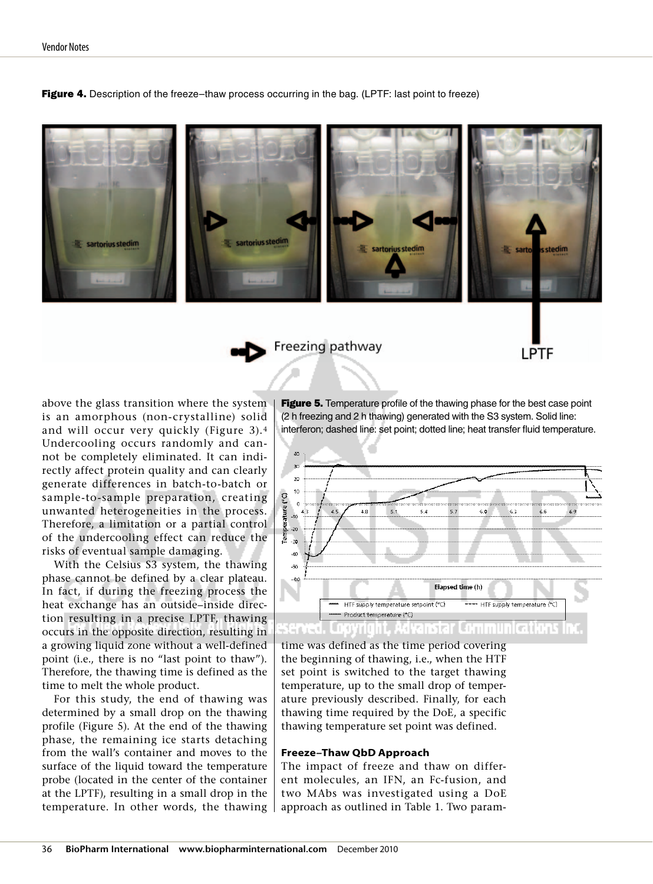**Figure 4.** Description of the freeze–thaw process occurring in the bag. (LPTF: last point to freeze)

above the glass transition where the system is an amorphous (non-crystalline) solid and will occur very quickly (Figure 3).[4] Undercooling occurs randomly and cannot be completely eliminated. It can indirectly affect protein quality and can clearly generate differences in batch-to-batch or sample-to-sample preparation, creating unwanted heterogeneities in the process. Therefore, a limitation or a partial control of the undercooling effect can reduce the risks of eventual sample damaging.

With the Celsius S3 system, the thawing phase cannot be defined by a clear plateau. In fact, if during the freezing process the heat exchange has an outside–inside direction resulting in a precise LPTF, thawing occurs in the opposite direction, resulting in a growing liquid zone without a well-defined point (i.e., there is no "last point to thaw"). Therefore, the thawing time is defined as the time to melt the whole product.

For this study, the end of thawing was determined by a small drop on the thawing profile (Figure 5). At the end of the thawing phase, the remaining ice starts detaching from the wall's container and moves to the surface of the liquid toward the temperature probe (located in the center of the container at the LPTF), resulting in a small drop in the temperature. In other words, the thawing time was defined as the time period covering the beginning of thawing, i.e., when the HTF set point is switched to the target thawing temperature, up to the small drop of temperature previously described. Finally, for each thawing time required by the DoE, a specific thawing temperature set point was defined.

**Figure 5.** Temperature profile of the thawing phase for the best case point (2 h freezing and 2 h thawing) generated with the S3 system. Solid line: interferon; dashed line: set point; dotted line; heat transfer fluid temperature.

### Freeze–Thaw QbD Approach

The impact of freeze and thaw on different molecules, an IFN, an Fc-fusion, and two MAbs was investigated using a DoE approach as outlined in Table 1. Two param-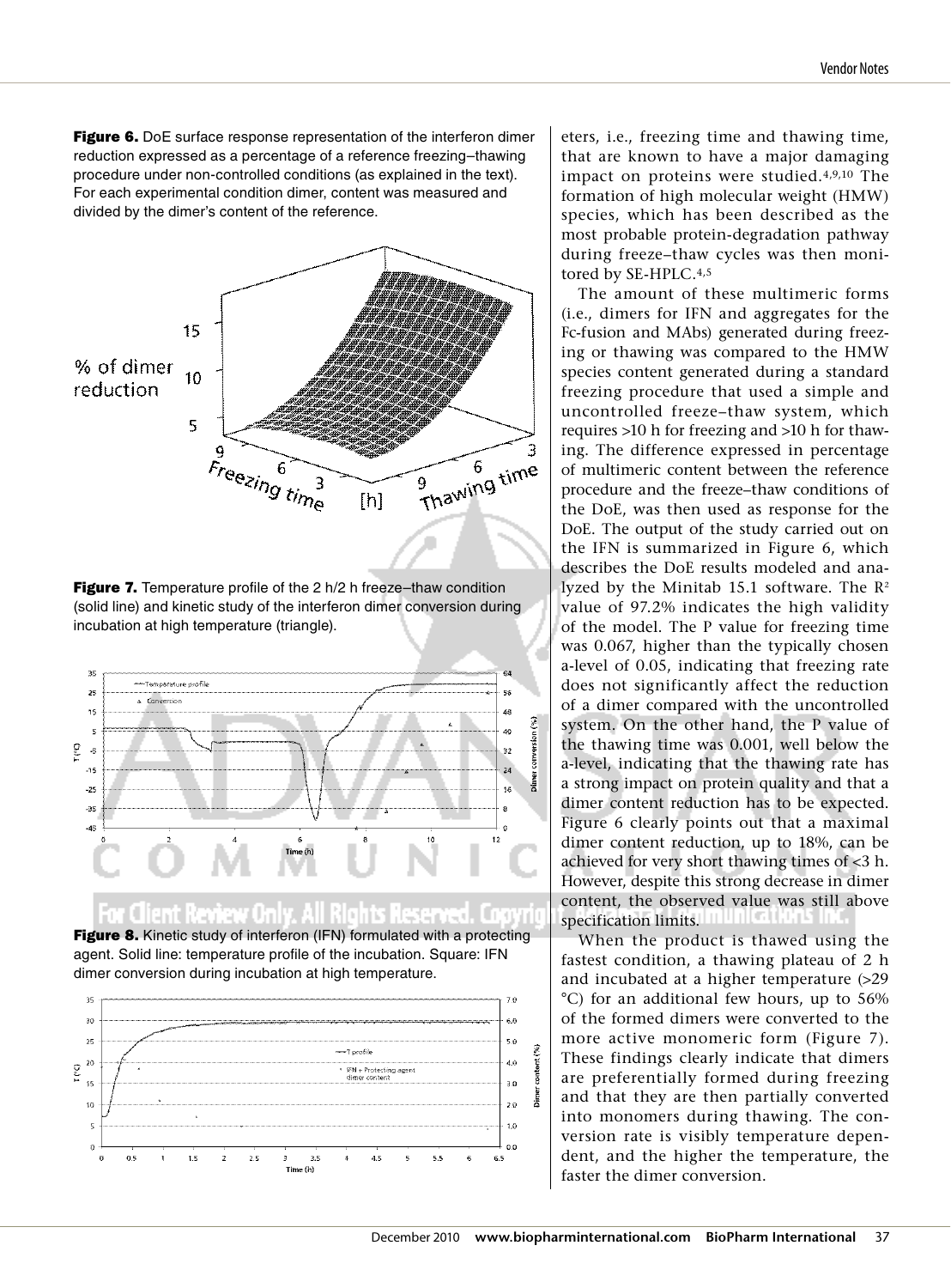**Figure 6.** DoE surface response representation of the interferon dimer reduction expressed as a percentage of a reference freezing–thawing procedure under non-controlled conditions (as explained in the text). For each experimental condition dimer, content was measured and divided by the dimer's content of the reference.

**Figure 7.** Temperature profile of the 2 h/2 h freeze–thaw condition (solid line) and kinetic study of the interferon dimer conversion during incubation at high temperature (triangle).

**Figure 8.** Kinetic study of interferon (IFN) formulated with a protecting agent. Solid line: temperature profile of the incubation. Square: IFN dimer conversion during incubation at high temperature.

eters, i.e., freezing time and thawing time, that are known to have a major damaging impact on proteins were studied.[4,9,10] The formation of high molecular weight (HMW) species, which has been described as the most probable protein-degradation pathway during freeze–thaw cycles was then monitored by SE-HPLC.[4,5]

The amount of these multimeric forms (i.e., dimers for IFN and aggregates for the Fc-fusion and MAbs) generated during freezing or thawing was compared to the HMW species content generated during a standard freezing procedure that used a simple and uncontrolled freeze–thaw system, which requires >10 h for freezing and >10 h for thawing. The difference expressed in percentage of multimeric content between the reference procedure and the freeze–thaw conditions of the DoE, was then used as response for the DoE. The output of the study carried out on the IFN is summarized in Figure 6, which describes the DoE results modeled and analyzed by the Minitab 15.1 software. The $R^2$ value of 97.2% indicates the high validity of the model. The P value for freezing time was 0.067, higher than the typically chosen a-level of 0.05, indicating that freezing rate does not significantly affect the reduction of a dimer compared with the uncontrolled system. On the other hand, the P value of the thawing time was 0.001, well below the a-level, indicating that the thawing rate has a strong impact on protein quality and that a dimer content reduction has to be expected. Figure 6 clearly points out that a maximal dimer content reduction, up to 18%, can be achieved for very short thawing times of <3 h. However, despite this strong decrease in dimer content, the observed value was still above specification limits.

When the product is thawed using the fastest condition, a thawing plateau of 2 h and incubated at a higher temperature (>29 °C) for an additional few hours, up to 56% of the formed dimers were converted to the more active monomeric form (Figure 7). These findings clearly indicate that dimers are preferentially formed during freezing and that they are then partially converted into monomers during thawing. The conversion rate is visibly temperature dependent, and the higher the temperature, the faster the dimer conversion.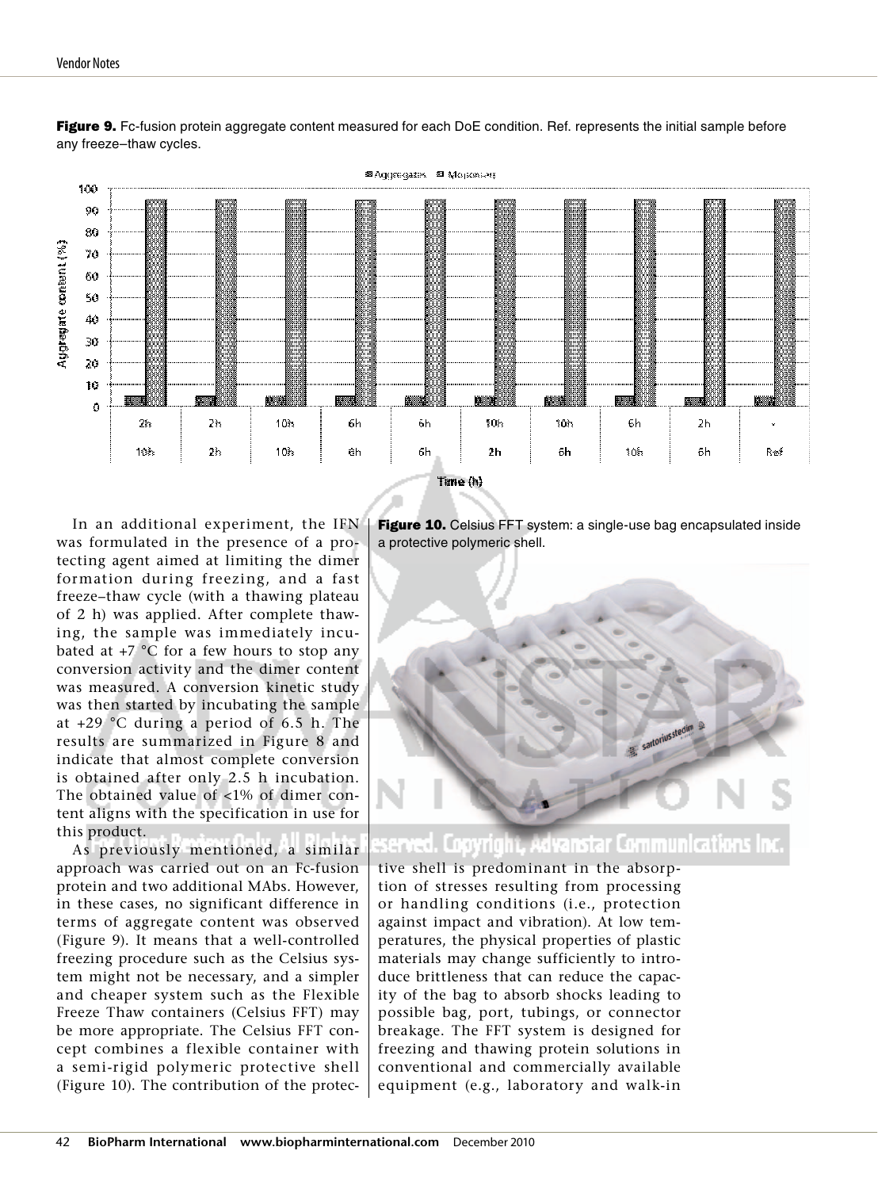**Figure 9.** Fc-fusion protein aggregate content measured for each DoE condition. Ref. represents the initial sample before any freeze–thaw cycles.

In an additional experiment, the IFN was formulated in the presence of a protecting agent aimed at limiting the dimer formation during freezing, and a fast freeze–thaw cycle (with a thawing plateau of 2 h) was applied. After complete thawing, the sample was immediately incubated at +7 °C for a few hours to stop any conversion activity and the dimer content was measured. A conversion kinetic study was then started by incubating the sample at +29 °C during a period of 6.5 h. The results are summarized in Figure 8 and indicate that almost complete conversion is obtained after only 2.5 h incubation. The obtained value of <1% of dimer content aligns with the specification in use for this product.

As previously mentioned, a similar approach was carried out on an Fc-fusion protein and two additional MAbs. However, in these cases, no significant difference in terms of aggregate content was observed (Figure 9). It means that a well-controlled freezing procedure such as the Celsius system might not be necessary, and a simpler and cheaper system such as the Flexible Freeze Thaw containers (Celsius FFT) may be more appropriate. The Celsius FFT concept combines a flexible container with a semi-rigid polymeric protective shell (Figure 10). The contribution of the protective shell is predominant in the absorption of stresses resulting from processing or handling conditions (i.e., protection against impact and vibration). At low temperatures, the physical properties of plastic materials may change sufficiently to introduce brittleness that can reduce the capacity of the bag to absorb shocks leading to possible bag, port, tubings, or connector breakage. The FFT system is designed for freezing and thawing protein solutions in conventional and commercially available equipment (e.g., laboratory and walk-in

**Figure 10.** Celsius FFT system: a single-use bag encapsulated inside a protective polymeric shell.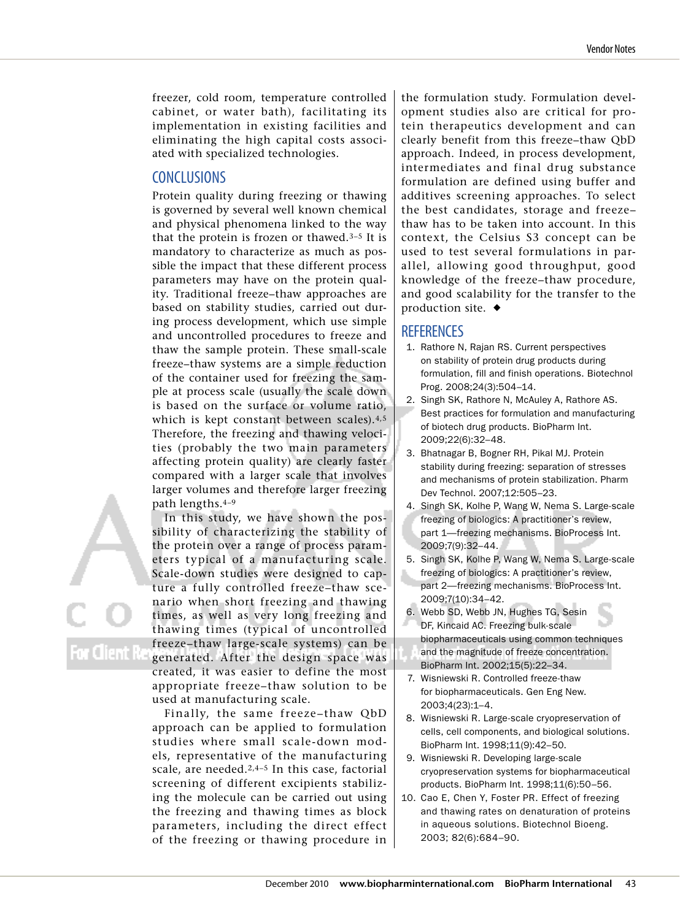freezer, cold room, temperature controlled cabinet, or water bath), facilitating its implementation in existing facilities and eliminating the high capital costs associated with specialized technologies.

## CONCLUSIONS

Protein quality during freezing or thawing is governed by several well known chemical and physical phenomena linked to the way that the protein is frozen or thawed.[3–5] It is mandatory to characterize as much as possible the impact that these different process parameters may have on the protein quality. Traditional freeze–thaw approaches are based on stability studies, carried out during process development, which use simple and uncontrolled procedures to freeze and thaw the sample protein. These small-scale freeze–thaw systems are a simple reduction of the container used for freezing the sample at process scale (usually the scale down is based on the surface or volume ratio, which is kept constant between scales).[4,5] Therefore, the freezing and thawing velocities (probably the two main parameters affecting protein quality) are clearly faster compared with a larger scale that involves larger volumes and therefore larger freezing path lengths.[4–9]

In this study, we have shown the possibility of characterizing the stability of the protein over a range of process parameters typical of a manufacturing scale. Scale-down studies were designed to capture a fully controlled freeze–thaw scenario when short freezing and thawing times, as well as very long freezing and thawing times (typical of uncontrolled freeze–thaw large-scale systems) can be generated. After the design space was created, it was easier to define the most appropriate freeze–thaw solution to be used at manufacturing scale.

Finally, the same freeze–thaw QbD approach can be applied to formulation studies where small scale-down models, representative of the manufacturing scale, are needed.[2,4–5] In this case, factorial screening of different excipients stabilizing the molecule can be carried out using the freezing and thawing times as block parameters, including the direct effect of the freezing or thawing procedure in the formulation study. Formulation development studies also are critical for protein therapeutics development and can clearly benefit from this freeze–thaw QbD approach. Indeed, in process development, intermediates and final drug substance formulation are defined using buffer and additives screening approaches. To select the best candidates, storage and freeze–thaw has to be taken into account. In this context, the Celsius S3 concept can be used to test several formulations in parallel, allowing good throughput, good knowledge of the freeze–thaw procedure, and good scalability for the transfer to the production site. ◆

## REFERENCES

1. Rathore N, Rajan RS. Current perspectives on stability of protein drug products during formulation, fill and finish operations. Biotechnol Prog. 2008;24(3):504–14.
2. Singh SK, Rathore N, McAuley A, Rathore AS. Best practices for formulation and manufacturing of biotech drug products. BioPharm Int. 2009;22(6):32–48.
3. Bhatnagar B, Bogner RH, Pikal MJ. Protein stability during freezing: separation of stresses and mechanisms of protein stabilization. Pharm Dev Technol. 2007;12:505–23.
4. Singh SK, Kolhe P, Wang W, Nema S. Large-scale freezing of biologics: A practitioner's review, part 1—freezing mechanisms. BioProcess Int. 2009;7(9):32–44.
5. Singh SK, Kolhe P, Wang W, Nema S. Large-scale freezing of biologics: A practitioner's review, part 2—freezing mechanisms. BioProcess Int. 2009;7(10):34–42.
6. Webb SD, Webb JN, Hughes TG, Sesin DF, Kincaid AC. Freezing bulk-scale biopharmaceuticals using common techniques and the magnitude of freeze concentration. BioPharm Int. 2002;15(5):22–34.
7. Wisniewski R. Controlled freeze-thaw for biopharmaceuticals. Gen Eng New. 2003;4(23):1–4.
8. Wisniewski R. Large-scale cryopreservation of cells, cell components, and biological solutions. BioPharm Int. 1998;11(9):42–50.
9. Wisniewski R. Developing large-scale cryopreservation systems for biopharmaceutical products. BioPharm Int. 1998;11(6):50–56.
10. Cao E, Chen Y, Foster PR. Effect of freezing and thawing rates on denaturation of proteins in aqueous solutions. Biotechnol Bioeng. 2003; 82(6):684–90.